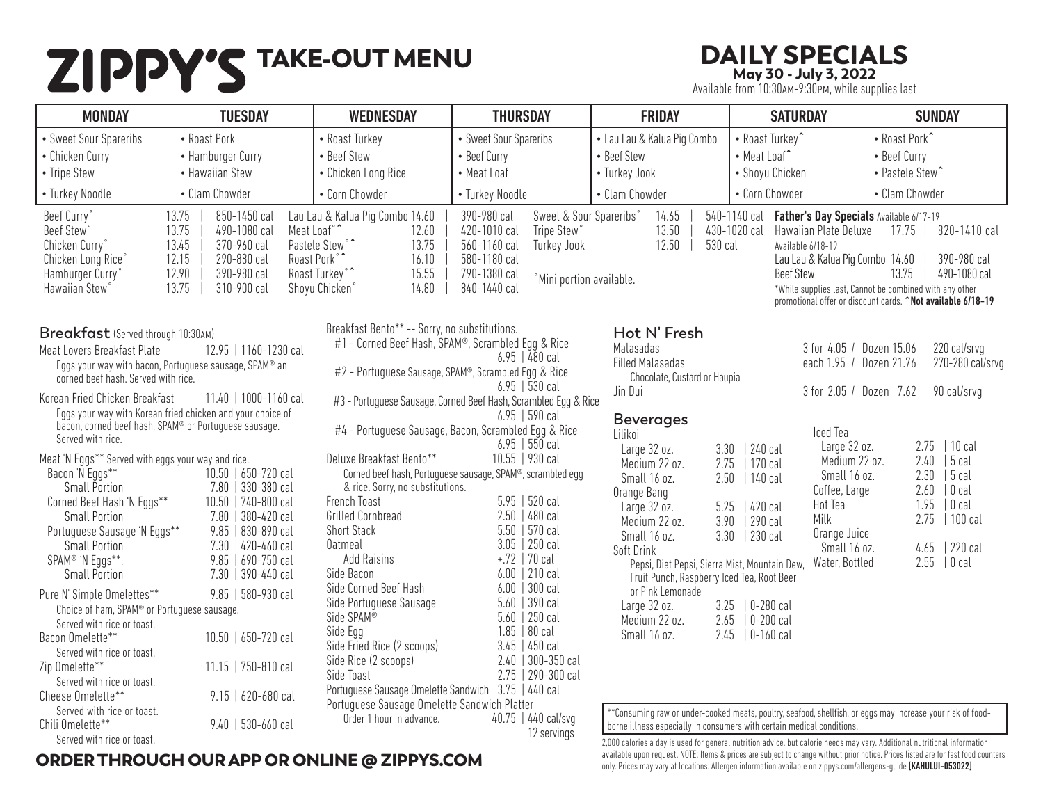# ZIPPY'S TAKE-OUT MENU

## DAILY SPECIALS

**May 30 - July 3, 2022**

Available from 10:30AM-9:30PM, while supplies last

| MONDAY | TUESDAY | WEDNESDAY | THURSDAY | FRIDAY | SATURDAY | SUNDAY |
|---|---|---|---|---|---|---|
| • Sweet Sour Spareribs | • Roast Pork | • Roast Turkey | • Sweet Sour Spareribs | • Lau Lau & Kalua Pig Combo | • Roast Turkey^ | • Roast Pork^ |
| • Chicken Curry | • Hamburger Curry | • Beef Stew | • Beef Curry | • Beef Stew | • Meat Loaf^ | • Beef Curry |
| • Tripe Stew | • Hawaiian Stew | • Chicken Long Rice | • Meat Loaf | • Turkey Jook | • Shoyu Chicken | • Pastele Stew^ |
| • Turkey Noodle | • Clam Chowder | • Corn Chowder | • Turkey Noodle | • Clam Chowder | • Corn Chowder | • Clam Chowder |

| Item | Price | Calories |
|---|---|---|
| Beef Curry° | 13.75 | 850-1450 cal |
| Beef Stew° | 13.75 | 490-1080 cal |
| Chicken Curry° | 13.45 | 370-960 cal |
| Chicken Long Rice° | 12.15 | 290-880 cal |
| Hamburger Curry° | 12.90 | 390-980 cal |
| Hawaiian Stew° | 13.75 | 310-900 cal |
| Lau Lau & Kalua Pig Combo | 14.60 | 390-980 cal |
| Meat Loaf°^ | 12.60 | 420-1010 cal |
| Pastele Stew°^ | 13.75 | 560-1160 cal |
| Roast Pork°^ | 16.10 | 580-1180 cal |
| Roast Turkey°^ | 15.55 | 790-1380 cal |
| Shoyu Chicken° | 14.80 | 840-1440 cal |
| Sweet & Sour Spareribs° | 14.65 | 540-1140 cal |
| Tripe Stew° | 13.50 | 430-1020 cal |
| Turkey Jook | 12.50 | 530 cal |

°Mini portion available.

**Father's Day Specials** Available 6/17-19

| Item | Price | Calories |
|---|---|---|
| Hawaiian Plate Deluxe | 17.75 | 820-1410 cal |

Available 6/18-19

| Item | Price | Calories |
|---|---|---|
| Lau Lau & Kalua Pig Combo | 14.60 | 390-980 cal |
| Beef Stew | 13.75 | 490-1080 cal |

*While supplies last, Cannot be combined with any other promotional offer or discount cards. **^Not available 6/18-19**

## Breakfast (Served through 10:30AM)

**Meat Lovers Breakfast Plate** 12.95 | 1160-1230 cal
Eggs your way with bacon, Portuguese sausage, SPAM® an corned beef hash. Served with rice.

**Korean Fried Chicken Breakfast** 11.40 | 1000-1160 cal
Eggs your way with Korean fried chicken and your choice of bacon, corned beef hash, SPAM® or Portuguese sausage. Served with rice.

**Meat 'N Eggs**** Served with eggs your way and rice.

| Item | Price | Calories |
|---|---|---|
| Bacon 'N Eggs** | 10.50 | 650-720 cal |
| Small Portion | 7.80 | 330-380 cal |
| Corned Beef Hash 'N Eggs** | 10.50 | 740-800 cal |
| Small Portion | 7.80 | 380-420 cal |
| Portuguese Sausage 'N Eggs** | 9.85 | 830-890 cal |
| Small Portion | 7.30 | 420-460 cal |
| SPAM® 'N Eggs**. | 9.85 | 690-750 cal |
| Small Portion | 7.30 | 390-440 cal |

**Pure N' Simple Omelettes**** 9.85 | 580-930 cal
Choice of ham, SPAM® or Portuguese sausage. Served with rice or toast.

**Bacon Omelette**** 10.50 | 650-720 cal
Served with rice or toast.

**Zip Omelette**** 11.15 | 750-810 cal
Served with rice or toast.

**Cheese Omelette**** 9.15 | 620-680 cal
Served with rice or toast.

**Chili Omelette**** 9.40 | 530-660 cal
Served with rice or toast.

Breakfast Bento** -- Sorry, no substitutions.

| Item | Price | Calories |
|---|---|---|
| #1 - Corned Beef Hash, SPAM®, Scrambled Egg & Rice | 6.95 | 480 cal |
| #2 - Portuguese Sausage, SPAM®, Scrambled Egg & Rice | 6.95 | 530 cal |
| #3 - Portuguese Sausage, Corned Beef Hash, Scrambled Egg & Rice | 6.95 | 590 cal |
| #4 - Portuguese Sausage, Bacon, Scrambled Egg & Rice | 6.95 | 550 cal |
| Deluxe Breakfast Bento** | 10.55 | 930 cal |

Corned beef hash, Portuguese sausage, SPAM®, scrambled egg & rice. Sorry, no substitutions.

| Item | Price | Calories |
|---|---|---|
| French Toast | 5.95 | 520 cal |
| Grilled Cornbread | 2.50 | 480 cal |
| Short Stack | 5.50 | 570 cal |
| Oatmeal | 3.05 | 250 cal |
| Add Raisins | +.72 | 70 cal |
| Side Bacon | 6.00 | 210 cal |
| Side Corned Beef Hash | 6.00 | 300 cal |
| Side Portuguese Sausage | 5.60 | 390 cal |
| Side SPAM® | 5.60 | 250 cal |
| Side Egg | 1.85 | 80 cal |
| Side Fried Rice (2 scoops) | 3.45 | 450 cal |
| Side Rice (2 scoops) | 2.40 | 300-350 cal |
| Side Toast | 2.75 | 290-300 cal |
| Portuguese Sausage Omelette Sandwich | 3.75 | 440 cal |
| Portuguese Sausage Omelette Sandwich Platter — Order 1 hour in advance. | 40.75 | 440 cal/svg, 12 servings |

## Hot N' Fresh

| Item | Price | Calories |
|---|---|---|
| Malasadas | 3 for 4.05 / Dozen 15.06 | 220 cal/srvg |
| Filled Malasadas (Chocolate, Custard or Haupia) | each 1.95 / Dozen 21.76 | 270-280 cal/srvg |
| Jin Dui | 3 for 2.05 / Dozen 7.62 | 90 cal/srvg |

## Beverages

| Item | Price | Calories |
|---|---|---|
| **Lilikoi** | | |
| Large 32 oz. | 3.30 | 240 cal |
| Medium 22 oz. | 2.75 | 170 cal |
| Small 16 oz. | 2.50 | 140 cal |
| **Orange Bang** | | |
| Large 32 oz. | 5.25 | 420 cal |
| Medium 22 oz. | 3.90 | 290 cal |
| Small 16 oz. | 3.30 | 230 cal |
| **Soft Drink** (Pepsi, Diet Pepsi, Sierra Mist, Mountain Dew, Fruit Punch, Raspberry Iced Tea, Root Beer or Pink Lemonade) | | |
| Large 32 oz. | 3.25 | 0-280 cal |
| Medium 22 oz. | 2.65 | 0-200 cal |
| Small 16 oz. | 2.45 | 0-160 cal |
| **Iced Tea** | | |
| Large 32 oz. | 2.75 | 10 cal |
| Medium 22 oz. | 2.40 | 5 cal |
| Small 16 oz. | 2.30 | 5 cal |
| Coffee, Large | 2.60 | 0 cal |
| Hot Tea | 1.95 | 0 cal |
| Milk | 2.75 | 100 cal |
| **Orange Juice** | | |
| Small 16 oz. | 4.65 | 220 cal |
| Water, Bottled | 2.55 | 0 cal |

**Consuming raw or under-cooked meats, poultry, seafood, shellfish, or eggs may increase your risk of food-borne illness especially in consumers with certain medical conditions.

2,000 calories a day is used for general nutrition advice, but calorie needs may vary. Additional nutritional information available upon request. NOTE: Items & prices are subject to change without prior notice. Prices listed are for fast food counters only. Prices may vary at locations. Allergen information available on zippys.com/allergens-guide **[KAHULUI-053022]**

**ORDER THROUGH OUR APP OR ONLINE @ ZIPPYS.COM**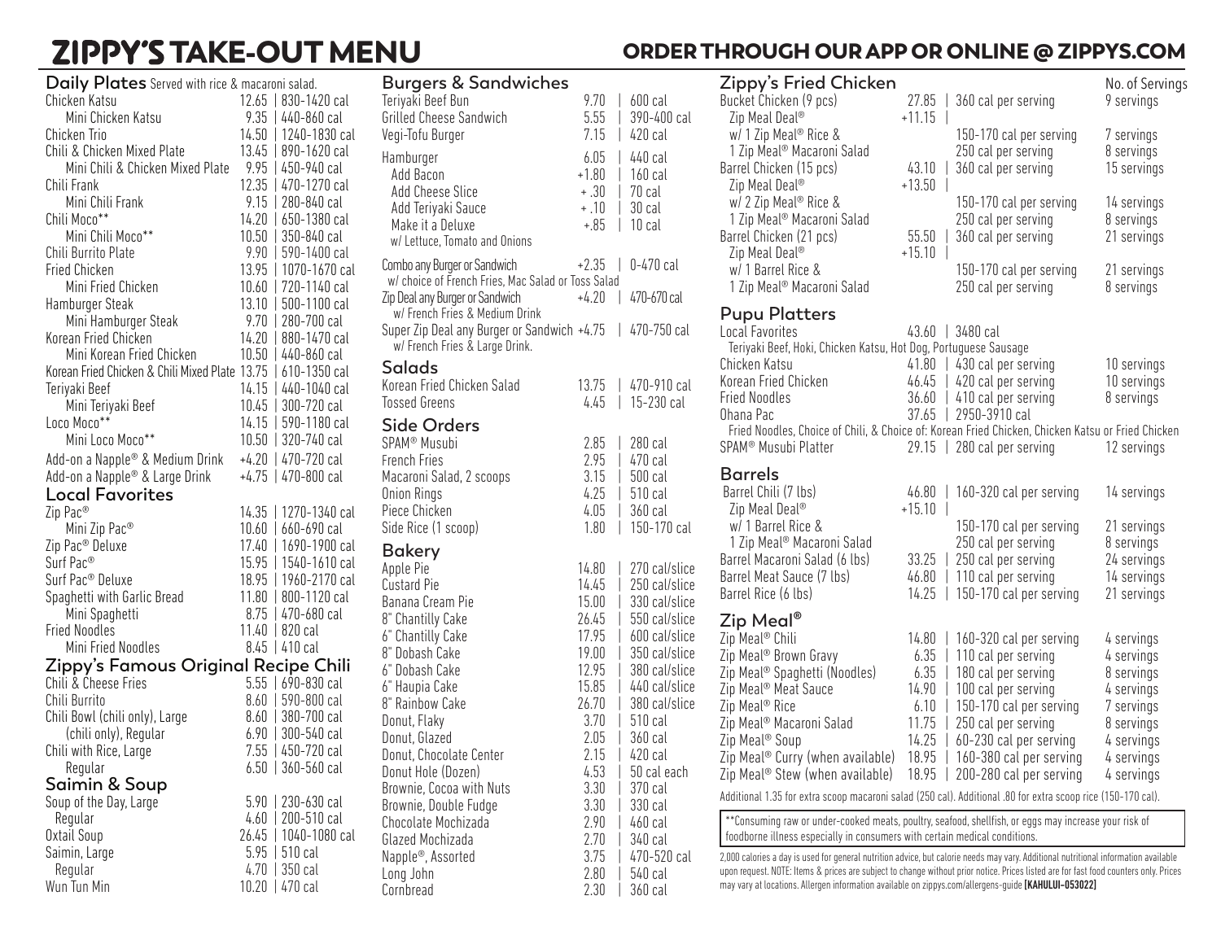# ZIPPY'S TAKE-OUT MENU

## ORDER THROUGH OUR APP OR ONLINE @ ZIPPYS.COM

## Daily Plates

Served with rice & macaroni salad.

| | | |
|---|---|---|
| Chicken Katsu | 12.65 | 830-1420 cal |
| Mini Chicken Katsu | 9.35 | 440-860 cal |
| Chicken Trio | 14.50 | 1240-1830 cal |
| Chili & Chicken Mixed Plate | 13.45 | 890-1620 cal |
| Mini Chili & Chicken Mixed Plate | 9.95 | 450-940 cal |
| Chili Frank | 12.35 | 470-1270 cal |
| Mini Chili Frank | 9.15 | 280-840 cal |
| Chili Moco** | 14.20 | 650-1380 cal |
| Mini Chili Moco** | 10.50 | 350-840 cal |
| Chili Burrito Plate | 9.90 | 590-1400 cal |
| Fried Chicken | 13.95 | 1070-1670 cal |
| Mini Fried Chicken | 10.60 | 720-1140 cal |
| Hamburger Steak | 13.10 | 500-1100 cal |
| Mini Hamburger Steak | 9.70 | 280-700 cal |
| Korean Fried Chicken | 14.20 | 880-1470 cal |
| Mini Korean Fried Chicken | 10.50 | 440-860 cal |
| Korean Fried Chicken & Chili Mixed Plate | 13.75 | 610-1350 cal |
| Teriyaki Beef | 14.15 | 440-1040 cal |
| Mini Teriyaki Beef | 10.45 | 300-720 cal |
| Loco Moco** | 14.15 | 590-1180 cal |
| Mini Loco Moco** | 10.50 | 320-740 cal |
| Add-on a Napple® & Medium Drink | +4.20 | 470-720 cal |
| Add-on a Napple® & Large Drink | +4.75 | 470-800 cal |

## Local Favorites

| | | |
|---|---|---|
| Zip Pac® | 14.35 | 1270-1340 cal |
| Mini Zip Pac® | 10.60 | 660-690 cal |
| Zip Pac® Deluxe | 17.40 | 1690-1900 cal |
| Surf Pac® | 15.95 | 1540-1610 cal |
| Surf Pac® Deluxe | 18.95 | 1960-2170 cal |
| Spaghetti with Garlic Bread | 11.80 | 800-1120 cal |
| Mini Spaghetti | 8.75 | 470-680 cal |
| Fried Noodles | 11.40 | 820 cal |
| Mini Fried Noodles | 8.45 | 410 cal |

## Zippy's Famous Original Recipe Chili

| | | |
|---|---|---|
| Chili & Cheese Fries | 5.55 | 690-830 cal |
| Chili Burrito | 8.60 | 590-800 cal |
| Chili Bowl (chili only), Large | 8.60 | 380-700 cal |
| (chili only), Regular | 6.90 | 300-540 cal |
| Chili with Rice, Large | 7.55 | 450-720 cal |
| Regular | 6.50 | 360-560 cal |

## Saimin & Soup

| | | |
|---|---|---|
| Soup of the Day, Large | 5.90 | 230-630 cal |
| Regular | 4.60 | 200-510 cal |
| Oxtail Soup | 26.45 | 1040-1080 cal |
| Saimin, Large | 5.95 | 510 cal |
| Regular | 4.70 | 350 cal |
| Wun Tun Min | 10.20 | 470 cal |

## Burgers & Sandwiches

| | | |
|---|---|---|
| Teriyaki Beef Bun | 9.70 | 600 cal |
| Grilled Cheese Sandwich | 5.55 | 390-400 cal |
| Vegi-Tofu Burger | 7.15 | 420 cal |
| Hamburger | 6.05 | 440 cal |
| Add Bacon | +1.80 | 160 cal |
| Add Cheese Slice | +.30 | 70 cal |
| Add Teriyaki Sauce | +.10 | 30 cal |
| Make it a Deluxe w/ Lettuce, Tomato and Onions | +.85 | 10 cal |
| Combo any Burger or Sandwich w/ choice of French Fries, Mac Salad or Toss Salad | +2.35 | 0-470 cal |
| Zip Deal any Burger or Sandwich w/ French Fries & Medium Drink | +4.20 | 470-670 cal |
| Super Zip Deal any Burger or Sandwich w/ French Fries & Large Drink. | +4.75 | 470-750 cal |

## Salads

| | | |
|---|---|---|
| Korean Fried Chicken Salad | 13.75 | 470-910 cal |
| Tossed Greens | 4.45 | 15-230 cal |

## Side Orders

| | | |
|---|---|---|
| SPAM® Musubi | 2.85 | 280 cal |
| French Fries | 2.95 | 470 cal |
| Macaroni Salad, 2 scoops | 3.15 | 500 cal |
| Onion Rings | 4.25 | 510 cal |
| Piece Chicken | 4.05 | 360 cal |
| Side Rice (1 scoop) | 1.80 | 150-170 cal |

## Bakery

| | | |
|---|---|---|
| Apple Pie | 14.80 | 270 cal/slice |
| Custard Pie | 14.45 | 250 cal/slice |
| Banana Cream Pie | 15.00 | 330 cal/slice |
| 8" Chantilly Cake | 26.45 | 550 cal/slice |
| 6" Chantilly Cake | 17.95 | 600 cal/slice |
| 8" Dobash Cake | 19.00 | 350 cal/slice |
| 6" Dobash Cake | 12.95 | 380 cal/slice |
| 6" Haupia Cake | 15.85 | 440 cal/slice |
| 8" Rainbow Cake | 26.70 | 380 cal/slice |
| Donut, Flaky | 3.70 | 510 cal |
| Donut, Glazed | 2.05 | 360 cal |
| Donut, Chocolate Center | 2.15 | 420 cal |
| Donut Hole (Dozen) | 4.53 | 50 cal each |
| Brownie, Cocoa with Nuts | 3.30 | 370 cal |
| Brownie, Double Fudge | 3.30 | 330 cal |
| Chocolate Mochizada | 2.90 | 460 cal |
| Glazed Mochizada | 2.70 | 340 cal |
| Napple®, Assorted | 3.75 | 470-520 cal |
| Long John | 2.80 | 540 cal |
| Cornbread | 2.30 | 360 cal |

## Zippy's Fried Chicken

| | | | No. of Servings |
|---|---|---|---|
| Bucket Chicken (9 pcs) | 27.85 | 360 cal per serving | 9 servings |
| Zip Meal Deal® | +11.15 | | |
| w/ 1 Zip Meal® Rice & | | 150-170 cal per serving | 7 servings |
| 1 Zip Meal® Macaroni Salad | | 250 cal per serving | 8 servings |
| Barrel Chicken (15 pcs) | 43.10 | 360 cal per serving | 15 servings |
| Zip Meal Deal® | +13.50 | | |
| w/ 2 Zip Meal® Rice & | | 150-170 cal per serving | 14 servings |
| 1 Zip Meal® Macaroni Salad | | 250 cal per serving | 8 servings |
| Barrel Chicken (21 pcs) | 55.50 | 360 cal per serving | 21 servings |
| Zip Meal Deal® | +15.10 | | |
| w/ 1 Barrel Rice & | | 150-170 cal per serving | 21 servings |
| 1 Zip Meal® Macaroni Salad | | 250 cal per serving | 8 servings |

## Pupu Platters

| | | | |
|---|---|---|---|
| Local Favorites | 43.60 | 3480 cal | |
| Teriyaki Beef, Hoki, Chicken Katsu, Hot Dog, Portuguese Sausage | | | |
| Chicken Katsu | 41.80 | 430 cal per serving | 10 servings |
| Korean Fried Chicken | 46.45 | 420 cal per serving | 10 servings |
| Fried Noodles | 36.60 | 410 cal per serving | 8 servings |
| Ohana Pac | 37.65 | 2950-3910 cal | |
| Fried Noodles, Choice of Chili, & Choice of: Korean Fried Chicken, Chicken Katsu or Fried Chicken | | | |
| SPAM® Musubi Platter | 29.15 | 280 cal per serving | 12 servings |

## Barrels

| | | | |
|---|---|---|---|
| Barrel Chili (7 lbs) | 46.80 | 160-320 cal per serving | 14 servings |
| Zip Meal Deal® | +15.10 | | |
| w/ 1 Barrel Rice & | | 150-170 cal per serving | 21 servings |
| 1 Zip Meal® Macaroni Salad | | 250 cal per serving | 8 servings |
| Barrel Macaroni Salad (6 lbs) | 33.25 | 250 cal per serving | 24 servings |
| Barrel Meat Sauce (7 lbs) | 46.80 | 110 cal per serving | 14 servings |
| Barrel Rice (6 lbs) | 14.25 | 150-170 cal per serving | 21 servings |

## Zip Meal®

| | | | |
|---|---|---|---|
| Zip Meal® Chili | 14.80 | 160-320 cal per serving | 4 servings |
| Zip Meal® Brown Gravy | 6.35 | 110 cal per serving | 4 servings |
| Zip Meal® Spaghetti (Noodles) | 6.35 | 180 cal per serving | 8 servings |
| Zip Meal® Meat Sauce | 14.90 | 100 cal per serving | 4 servings |
| Zip Meal® Rice | 6.10 | 150-170 cal per serving | 7 servings |
| Zip Meal® Macaroni Salad | 11.75 | 250 cal per serving | 8 servings |
| Zip Meal® Soup | 14.25 | 60-230 cal per serving | 4 servings |
| Zip Meal® Curry (when available) | 18.95 | 160-380 cal per serving | 4 servings |
| Zip Meal® Stew (when available) | 18.95 | 200-280 cal per serving | 4 servings |

Additional 1.35 for extra scoop macaroni salad (250 cal). Additional .80 for extra scoop rice (150-170 cal).

**Consuming raw or under-cooked meats, poultry, seafood, shellfish, or eggs may increase your risk of foodborne illness especially in consumers with certain medical conditions.

2,000 calories a day is used for general nutrition advice, but calorie needs may vary. Additional nutritional information available upon request. NOTE: Items & prices are subject to change without prior notice. Prices listed are for fast food counters only. Prices may vary at locations. Allergen information available on zippys.com/allergens-guide **[KAHULUI-053022]**